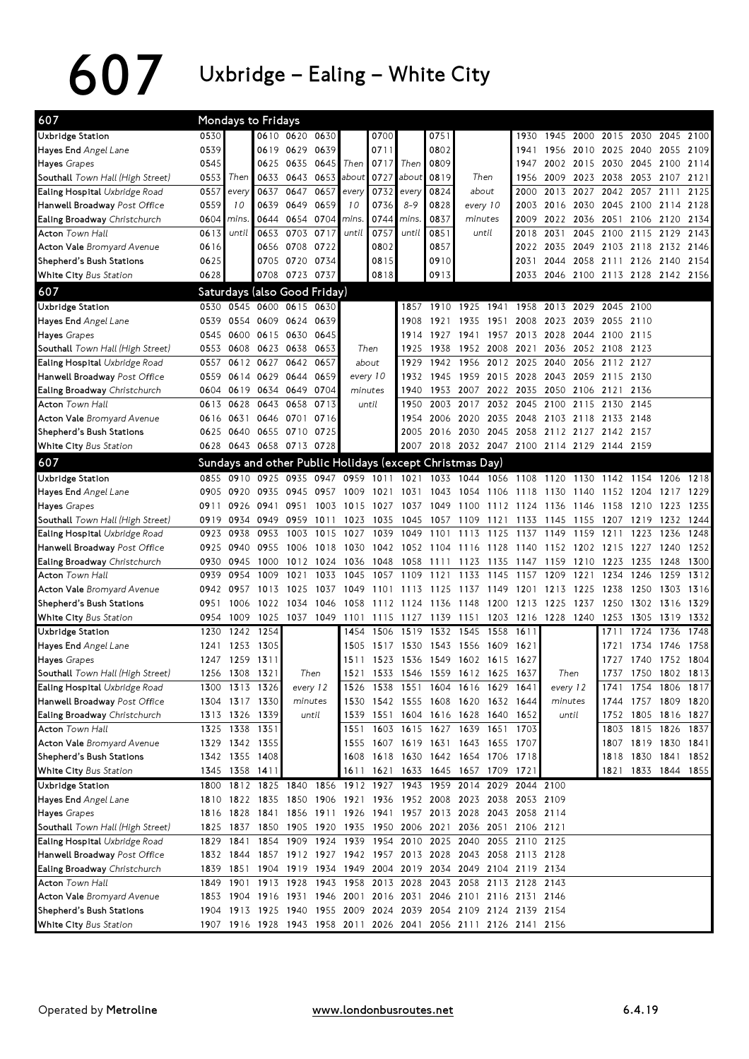# 607 Uxbridge – Ealing – White City

## Mondays to Fridays

| 607 | | | | | | | | | | | | | | | | | | |
|---|---|---|---|---|---|---|---|---|---|---|---|---|---|---|---|---|---|---|
| **Uxbridge** Station | 0530 | | 0610 | 0620 | 0630 | | 0700 | | 0751 | | 1930 | 1945 | 2000 | 2015 | 2030 | 2045 | 2100 |
| **Hayes End** Angel Lane | 0539 | | 0619 | 0629 | 0639 | | 0711 | | 0802 | | 1941 | 1956 | 2010 | 2025 | 2040 | 2055 | 2109 |
| **Hayes** Grapes | 0545 | | 0625 | 0635 | 0645 | Then | 0717 | Then | 0809 | | 1947 | 2002 | 2015 | 2030 | 2045 | 2100 | 2114 |
| **Southall** Town Hall (High Street) | 0553 | Then | 0633 | 0643 | 0653 | about | 0727 | about | 0819 | Then | 1956 | 2009 | 2023 | 2038 | 2053 | 2107 | 2121 |
| **Ealing Hospital** Uxbridge Road | 0557 | every | 0637 | 0647 | 0657 | every | 0732 | every | 0824 | about | 2000 | 2013 | 2027 | 2042 | 2057 | 2111 | 2125 |
| **Hanwell Broadway** Post Office | 0559 | 10 | 0639 | 0649 | 0659 | 10 | 0736 | 8-9 | 0828 | every 10 | 2003 | 2016 | 2030 | 2045 | 2100 | 2114 | 2128 |
| **Ealing Broadway** Christchurch | 0604 | mins. | 0644 | 0654 | 0704 | mins. | 0744 | mins. | 0837 | minutes | 2009 | 2022 | 2036 | 2051 | 2106 | 2120 | 2134 |
| **Acton** Town Hall | 0613 | until | 0653 | 0703 | 0717 | until | 0757 | until | 0851 | until | 2018 | 2031 | 2045 | 2100 | 2115 | 2129 | 2143 |
| **Acton Vale** Bromyard Avenue | 0616 | | 0656 | 0708 | 0722 | | 0802 | | 0857 | | 2022 | 2035 | 2049 | 2103 | 2118 | 2132 | 2146 |
| **Shepherd's Bush Stations** | 0625 | | 0705 | 0720 | 0734 | | 0815 | | 0910 | | 2031 | 2044 | 2058 | 2111 | 2126 | 2140 | 2154 |
| **White City** Bus Station | 0628 | | 0708 | 0723 | 0737 | | 0818 | | 0913 | | 2033 | 2046 | 2100 | 2113 | 2128 | 2142 | 2156 |

## Saturdays (also Good Friday)

| 607 | | | | | | | | | | | | | | | | | |
|---|---|---|---|---|---|---|---|---|---|---|---|---|---|---|---|---|---|
| **Uxbridge** Station | 0530 | 0545 | 0600 | 0615 | 0630 | | 1857 | 1910 | 1925 | 1941 | 1958 | 2013 | 2029 | 2045 | 2100 |
| **Hayes End** Angel Lane | 0539 | 0554 | 0609 | 0624 | 0639 | | 1908 | 1921 | 1935 | 1951 | 2008 | 2023 | 2039 | 2055 | 2110 |
| **Hayes** Grapes | 0545 | 0600 | 0615 | 0630 | 0645 | | 1914 | 1927 | 1941 | 1957 | 2013 | 2028 | 2044 | 2100 | 2115 |
| **Southall** Town Hall (High Street) | 0553 | 0608 | 0623 | 0638 | 0653 | Then | 1925 | 1938 | 1952 | 2008 | 2021 | 2036 | 2052 | 2108 | 2123 |
| **Ealing Hospital** Uxbridge Road | 0557 | 0612 | 0627 | 0642 | 0657 | about | 1929 | 1942 | 1956 | 2012 | 2025 | 2040 | 2056 | 2112 | 2127 |
| **Hanwell Broadway** Post Office | 0559 | 0614 | 0629 | 0644 | 0659 | every 10 | 1932 | 1945 | 1959 | 2015 | 2028 | 2043 | 2059 | 2115 | 2130 |
| **Ealing Broadway** Christchurch | 0604 | 0619 | 0634 | 0649 | 0704 | minutes | 1940 | 1953 | 2007 | 2022 | 2035 | 2050 | 2106 | 2121 | 2136 |
| **Acton** Town Hall | 0613 | 0628 | 0643 | 0658 | 0713 | until | 1950 | 2003 | 2017 | 2032 | 2045 | 2100 | 2115 | 2130 | 2145 |
| **Acton Vale** Bromyard Avenue | 0616 | 0631 | 0646 | 0701 | 0716 | | 1954 | 2006 | 2020 | 2035 | 2048 | 2103 | 2118 | 2133 | 2148 |
| **Shepherd's Bush Stations** | 0625 | 0640 | 0655 | 0710 | 0725 | | 2005 | 2016 | 2030 | 2045 | 2058 | 2112 | 2127 | 2142 | 2157 |
| **White City** Bus Station | 0628 | 0643 | 0658 | 0713 | 0728 | | 2007 | 2018 | 2032 | 2047 | 2100 | 2114 | 2129 | 2144 | 2159 |

## Sundays and other Public Holidays (except Christmas Day)

| 607 | | | | | | | | | | | | | | | | | | |
|---|---|---|---|---|---|---|---|---|---|---|---|---|---|---|---|---|---|---|
| **Uxbridge** Station | 0855 | 0910 | 0925 | 0935 | 0947 | 0959 | 1011 | 1021 | 1033 | 1044 | 1056 | 1108 | 1120 | 1130 | 1142 | 1154 | 1206 | 1218 |
| **Hayes End** Angel Lane | 0905 | 0920 | 0935 | 0945 | 0957 | 1009 | 1021 | 1031 | 1043 | 1054 | 1106 | 1118 | 1130 | 1140 | 1152 | 1204 | 1217 | 1229 |
| **Hayes** Grapes | 0911 | 0926 | 0941 | 0951 | 1003 | 1015 | 1027 | 1037 | 1049 | 1100 | 1112 | 1124 | 1136 | 1146 | 1158 | 1210 | 1223 | 1235 |
| **Southall** Town Hall (High Street) | 0919 | 0934 | 0949 | 0959 | 1011 | 1023 | 1035 | 1045 | 1057 | 1109 | 1121 | 1133 | 1145 | 1155 | 1207 | 1219 | 1232 | 1244 |
| **Ealing Hospital** Uxbridge Road | 0923 | 0938 | 0953 | 1003 | 1015 | 1027 | 1039 | 1049 | 1101 | 1113 | 1125 | 1137 | 1149 | 1159 | 1211 | 1223 | 1236 | 1248 |
| **Hanwell Broadway** Post Office | 0925 | 0940 | 0955 | 1006 | 1018 | 1030 | 1042 | 1052 | 1104 | 1116 | 1128 | 1140 | 1152 | 1202 | 1215 | 1227 | 1240 | 1252 |
| **Ealing Broadway** Christchurch | 0930 | 0945 | 1000 | 1012 | 1024 | 1036 | 1048 | 1058 | 1111 | 1123 | 1135 | 1147 | 1159 | 1210 | 1223 | 1235 | 1248 | 1300 |
| **Acton** Town Hall | 0939 | 0954 | 1009 | 1021 | 1033 | 1045 | 1057 | 1109 | 1121 | 1133 | 1145 | 1157 | 1209 | 1221 | 1234 | 1246 | 1259 | 1312 |
| **Acton Vale** Bromyard Avenue | 0942 | 0957 | 1013 | 1025 | 1037 | 1049 | 1101 | 1113 | 1125 | 1137 | 1149 | 1201 | 1213 | 1225 | 1238 | 1250 | 1303 | 1316 |
| **Shepherd's Bush Stations** | 0951 | 1006 | 1022 | 1034 | 1046 | 1058 | 1112 | 1124 | 1136 | 1148 | 1200 | 1213 | 1225 | 1237 | 1250 | 1302 | 1316 | 1329 |
| **White City** Bus Station | 0954 | 1009 | 1025 | 1037 | 1049 | 1101 | 1115 | 1127 | 1139 | 1151 | 1203 | 1216 | 1228 | 1240 | 1253 | 1305 | 1319 | 1332 |

| 607 | | | | | | | | | | | | | | | | | |
|---|---|---|---|---|---|---|---|---|---|---|---|---|---|---|---|---|---|
| **Uxbridge** Station | 1230 | 1242 | 1254 | | 1454 | 1506 | 1519 | 1532 | 1545 | 1558 | 1611 | | 1711 | 1724 | 1736 | 1748 |
| **Hayes End** Angel Lane | 1241 | 1253 | 1305 | | 1505 | 1517 | 1530 | 1543 | 1556 | 1609 | 1621 | | 1721 | 1734 | 1746 | 1758 |
| **Hayes** Grapes | 1247 | 1259 | 1311 | | 1511 | 1523 | 1536 | 1549 | 1602 | 1615 | 1627 | | 1727 | 1740 | 1752 | 1804 |
| **Southall** Town Hall (High Street) | 1256 | 1308 | 1321 | Then | 1521 | 1533 | 1546 | 1559 | 1612 | 1625 | 1637 | Then | 1737 | 1750 | 1802 | 1813 |
| **Ealing Hospital** Uxbridge Road | 1300 | 1313 | 1326 | every 12 | 1526 | 1538 | 1551 | 1604 | 1616 | 1629 | 1641 | every 12 | 1741 | 1754 | 1806 | 1817 |
| **Hanwell Broadway** Post Office | 1304 | 1317 | 1330 | minutes | 1530 | 1542 | 1555 | 1608 | 1620 | 1632 | 1644 | minutes | 1744 | 1757 | 1809 | 1820 |
| **Ealing Broadway** Christchurch | 1313 | 1326 | 1339 | until | 1539 | 1551 | 1604 | 1616 | 1628 | 1640 | 1652 | until | 1752 | 1805 | 1816 | 1827 |
| **Acton** Town Hall | 1325 | 1338 | 1351 | | 1551 | 1603 | 1615 | 1627 | 1639 | 1651 | 1703 | | 1803 | 1815 | 1826 | 1837 |
| **Acton Vale** Bromyard Avenue | 1329 | 1342 | 1355 | | 1555 | 1607 | 1619 | 1631 | 1643 | 1655 | 1707 | | 1807 | 1819 | 1830 | 1841 |
| **Shepherd's Bush Stations** | 1342 | 1355 | 1408 | | 1608 | 1618 | 1630 | 1642 | 1654 | 1706 | 1718 | | 1818 | 1830 | 1841 | 1852 |
| **White City** Bus Station | 1345 | 1358 | 1411 | | 1611 | 1621 | 1633 | 1645 | 1657 | 1709 | 1721 | | 1821 | 1833 | 1844 | 1855 |

| 607 | | | | | | | | | | | | | |
|---|---|---|---|---|---|---|---|---|---|---|---|---|---|
| **Uxbridge** Station | 1800 | 1812 | 1825 | 1840 | 1856 | 1912 | 1927 | 1943 | 1959 | 2014 | 2029 | 2044 | 2100 |
| **Hayes End** Angel Lane | 1810 | 1822 | 1835 | 1850 | 1906 | 1921 | 1936 | 1952 | 2008 | 2023 | 2038 | 2053 | 2109 |
| **Hayes** Grapes | 1816 | 1828 | 1841 | 1856 | 1911 | 1926 | 1941 | 1957 | 2013 | 2028 | 2043 | 2058 | 2114 |
| **Southall** Town Hall (High Street) | 1825 | 1837 | 1850 | 1905 | 1920 | 1935 | 1950 | 2006 | 2021 | 2036 | 2051 | 2106 | 2121 |
| **Ealing Hospital** Uxbridge Road | 1829 | 1841 | 1854 | 1909 | 1924 | 1939 | 1954 | 2010 | 2025 | 2040 | 2055 | 2110 | 2125 |
| **Hanwell Broadway** Post Office | 1832 | 1844 | 1857 | 1912 | 1927 | 1942 | 1957 | 2013 | 2028 | 2043 | 2058 | 2113 | 2128 |
| **Ealing Broadway** Christchurch | 1839 | 1851 | 1904 | 1919 | 1934 | 1949 | 2004 | 2019 | 2034 | 2049 | 2104 | 2119 | 2134 |
| **Acton** Town Hall | 1849 | 1901 | 1913 | 1928 | 1943 | 1958 | 2013 | 2028 | 2043 | 2058 | 2113 | 2128 | 2143 |
| **Acton Vale** Bromyard Avenue | 1853 | 1904 | 1916 | 1931 | 1946 | 2001 | 2016 | 2031 | 2046 | 2101 | 2116 | 2131 | 2146 |
| **Shepherd's Bush Stations** | 1904 | 1913 | 1925 | 1940 | 1955 | 2009 | 2024 | 2039 | 2054 | 2109 | 2124 | 2139 | 2154 |
| **White City** Bus Station | 1907 | 1916 | 1928 | 1943 | 1958 | 2011 | 2026 | 2041 | 2056 | 2111 | 2126 | 2141 | 2156 |

Operated by **Metroline** www.londonbusroutes.net 6.4.19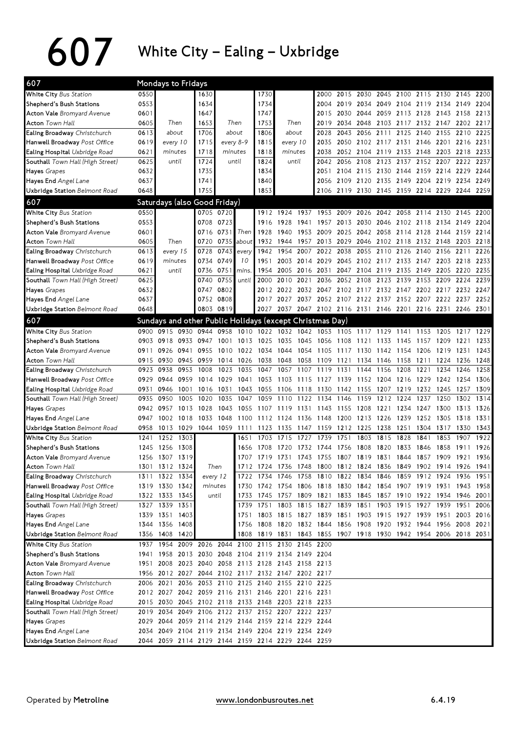# 607 White City – Ealing – Uxbridge

## Mondays to Fridays

| 607 | | | | | | | | | | | | | | | | |
|---|---|---|---|---|---|---|---|---|---|---|---|---|---|---|---|---|
| **White City** Bus Station | 0550 | | 1630 | | 1730 | | 2000 | 2015 | 2030 | 2045 | 2100 | 2115 | 2130 | 2145 | 2200 |
| **Shepherd's Bush Stations** | 0553 | | 1634 | | 1734 | | 2004 | 2019 | 2034 | 2049 | 2104 | 2119 | 2134 | 2149 | 2204 |
| **Acton Vale** Bromyard Avenue | 0601 | | 1647 | | 1747 | | 2015 | 2030 | 2044 | 2059 | 2113 | 2128 | 2143 | 2158 | 2213 |
| **Acton** Town Hall | 0605 | Then | 1653 | Then | 1753 | Then | 2019 | 2034 | 2048 | 2103 | 2117 | 2132 | 2147 | 2202 | 2217 |
| **Ealing Broadway** Christchurch | 0613 | about | 1706 | about | 1806 | about | 2028 | 2043 | 2056 | 2111 | 2125 | 2140 | 2155 | 2210 | 2225 |
| **Hanwell Broadway** Post Office | 0619 | every 10 | 1715 | every 8-9 | 1815 | every 10 | 2035 | 2050 | 2102 | 2117 | 2131 | 2146 | 2201 | 2216 | 2231 |
| **Ealing Hospital** Uxbridge Road | 0621 | minutes | 1718 | minutes | 1818 | minutes | 2038 | 2052 | 2104 | 2119 | 2133 | 2148 | 2203 | 2218 | 2233 |
| **Southall** Town Hall (High Street) | 0625 | until | 1724 | until | 1824 | until | 2042 | 2056 | 2108 | 2123 | 2137 | 2152 | 2207 | 2222 | 2237 |
| **Hayes** Grapes | 0632 | | 1735 | | 1834 | | 2051 | 2104 | 2115 | 2130 | 2144 | 2159 | 2214 | 2229 | 2244 |
| **Hayes End** Angel Lane | 0637 | | 1741 | | 1840 | | 2056 | 2109 | 2120 | 2135 | 2149 | 2204 | 2219 | 2234 | 2249 |
| **Uxbridge Station** Belmont Road | 0648 | | 1755 | | 1853 | | 2106 | 2119 | 2130 | 2145 | 2159 | 2214 | 2229 | 2244 | 2259 |

## Saturdays (also Good Friday)

| 607 | | | | | | | | | | | | | | | | | | |
|---|---|---|---|---|---|---|---|---|---|---|---|---|---|---|---|---|---|---|
| **White City** Bus Station | 0550 | | 0705 | 0720 | | 1912 | 1924 | 1937 | 1953 | 2009 | 2026 | 2042 | 2058 | 2114 | 2130 | 2145 | 2200 |
| **Shepherd's Bush Stations** | 0553 | | 0708 | 0723 | | 1916 | 1928 | 1941 | 1957 | 2013 | 2030 | 2046 | 2102 | 2118 | 2134 | 2149 | 2204 |
| **Acton Vale** Bromyard Avenue | 0601 | | 0716 | 0731 | Then | 1928 | 1940 | 1953 | 2009 | 2025 | 2042 | 2058 | 2114 | 2128 | 2144 | 2159 | 2214 |
| **Acton** Town Hall | 0605 | Then | 0720 | 0735 | about | 1932 | 1944 | 1957 | 2013 | 2029 | 2046 | 2102 | 2118 | 2132 | 2148 | 2203 | 2218 |
| **Ealing Broadway** Christchurch | 0613 | every 15 | 0728 | 0743 | every | 1942 | 1954 | 2007 | 2022 | 2038 | 2055 | 2110 | 2126 | 2140 | 2156 | 2211 | 2226 |
| **Hanwell Broadway** Post Office | 0619 | minutes | 0734 | 0749 | 10 | 1951 | 2003 | 2014 | 2029 | 2045 | 2102 | 2117 | 2133 | 2147 | 2203 | 2218 | 2233 |
| **Ealing Hospital** Uxbridge Road | 0621 | until | 0736 | 0751 | mins. | 1954 | 2005 | 2016 | 2031 | 2047 | 2104 | 2119 | 2135 | 2149 | 2205 | 2220 | 2235 |
| **Southall** Town Hall (High Street) | 0625 | | 0740 | 0755 | until | 2000 | 2010 | 2021 | 2036 | 2052 | 2108 | 2123 | 2139 | 2153 | 2209 | 2224 | 2239 |
| **Hayes** Grapes | 0632 | | 0747 | 0802 | | 2012 | 2022 | 2032 | 2047 | 2102 | 2117 | 2132 | 2147 | 2202 | 2217 | 2232 | 2247 |
| **Hayes End** Angel Lane | 0637 | | 0752 | 0808 | | 2017 | 2027 | 2037 | 2052 | 2107 | 2122 | 2137 | 2152 | 2207 | 2222 | 2237 | 2252 |
| **Uxbridge Station** Belmont Road | 0648 | | 0803 | 0819 | | 2027 | 2037 | 2047 | 2102 | 2116 | 2131 | 2146 | 2201 | 2216 | 2231 | 2246 | 2301 |

## Sundays and other Public Holidays (except Christmas Day)

| 607 | | | | | | | | | | | | | | | | | | | | | | | | |
|---|---|---|---|---|---|---|---|---|---|---|---|---|---|---|---|---|---|---|---|---|---|---|---|---|
| **White City** Bus Station | 0900 | 0915 | 0930 | 0944 | 0958 | 1010 | 1022 | 1032 | 1042 | 1053 | 1105 | 1117 | 1129 | 1141 | 1153 | 1205 | 1217 | 1229 |
| **Shepherd's Bush Stations** | 0903 | 0918 | 0933 | 0947 | 1001 | 1013 | 1025 | 1035 | 1045 | 1056 | 1108 | 1121 | 1133 | 1145 | 1157 | 1209 | 1221 | 1233 |
| **Acton Vale** Bromyard Avenue | 0911 | 0926 | 0941 | 0955 | 1010 | 1022 | 1034 | 1044 | 1054 | 1105 | 1117 | 1130 | 1142 | 1154 | 1206 | 1219 | 1231 | 1243 |
| **Acton** Town Hall | 0915 | 0930 | 0945 | 0959 | 1014 | 1026 | 1038 | 1048 | 1058 | 1109 | 1121 | 1134 | 1146 | 1158 | 1211 | 1224 | 1236 | 1248 |
| **Ealing Broadway** Christchurch | 0923 | 0938 | 0953 | 1008 | 1023 | 1035 | 1047 | 1057 | 1107 | 1119 | 1131 | 1144 | 1156 | 1208 | 1221 | 1234 | 1246 | 1258 |
| **Hanwell Broadway** Post Office | 0929 | 0944 | 0959 | 1014 | 1029 | 1041 | 1053 | 1103 | 1115 | 1127 | 1139 | 1152 | 1204 | 1216 | 1229 | 1242 | 1254 | 1306 |
| **Ealing Hospital** Uxbridge Road | 0931 | 0946 | 1001 | 1016 | 1031 | 1043 | 1055 | 1106 | 1118 | 1130 | 1142 | 1155 | 1207 | 1219 | 1232 | 1245 | 1257 | 1309 |
| **Southall** Town Hall (High Street) | 0935 | 0950 | 1005 | 1020 | 1035 | 1047 | 1059 | 1110 | 1122 | 1134 | 1146 | 1159 | 1212 | 1224 | 1237 | 1250 | 1302 | 1314 |
| **Hayes** Grapes | 0942 | 0957 | 1013 | 1028 | 1043 | 1055 | 1107 | 1119 | 1131 | 1143 | 1155 | 1208 | 1221 | 1234 | 1247 | 1300 | 1313 | 1326 |
| **Hayes End** Angel Lane | 0947 | 1002 | 1018 | 1033 | 1048 | 1100 | 1112 | 1124 | 1136 | 1148 | 1200 | 1213 | 1226 | 1239 | 1252 | 1305 | 1318 | 1331 |
| **Uxbridge Station** Belmont Road | 0958 | 1013 | 1029 | 1044 | 1059 | 1111 | 1123 | 1135 | 1147 | 1159 | 1212 | 1225 | 1238 | 1251 | 1304 | 1317 | 1330 | 1343 |
| **White City** Bus Station | 1241 | 1252 | 1303 | | 1651 | 1703 | 1715 | 1727 | 1739 | 1751 | 1803 | 1815 | 1828 | 1841 | 1853 | 1907 | 1922 | |
| **Shepherd's Bush Stations** | 1245 | 1256 | 1308 | | 1656 | 1708 | 1720 | 1732 | 1744 | 1756 | 1808 | 1820 | 1833 | 1846 | 1858 | 1911 | 1926 | |
| **Acton Vale** Bromyard Avenue | 1256 | 1307 | 1319 | | 1707 | 1719 | 1731 | 1743 | 1755 | 1807 | 1819 | 1831 | 1844 | 1857 | 1909 | 1921 | 1936 | |
| **Acton** Town Hall | 1301 | 1312 | 1324 | Then | 1712 | 1724 | 1736 | 1748 | 1800 | 1812 | 1824 | 1836 | 1849 | 1902 | 1914 | 1926 | 1941 | |
| **Ealing Broadway** Christchurch | 1311 | 1322 | 1334 | every 12 | 1722 | 1734 | 1746 | 1758 | 1810 | 1822 | 1834 | 1846 | 1859 | 1912 | 1924 | 1936 | 1951 | |
| **Hanwell Broadway** Post Office | 1319 | 1330 | 1342 | minutes | 1730 | 1742 | 1754 | 1806 | 1818 | 1830 | 1842 | 1854 | 1907 | 1919 | 1931 | 1943 | 1958 | |
| **Ealing Hospital** Uxbridge Road | 1322 | 1333 | 1345 | until | 1733 | 1745 | 1757 | 1809 | 1821 | 1833 | 1845 | 1857 | 1910 | 1922 | 1934 | 1946 | 2001 | |
| **Southall** Town Hall (High Street) | 1327 | 1339 | 1351 | | 1739 | 1751 | 1803 | 1815 | 1827 | 1839 | 1851 | 1903 | 1915 | 1927 | 1939 | 1951 | 2006 | |
| **Hayes** Grapes | 1339 | 1351 | 1403 | | 1751 | 1803 | 1815 | 1827 | 1839 | 1851 | 1903 | 1915 | 1927 | 1939 | 1951 | 2003 | 2016 | |
| **Hayes End** Angel Lane | 1344 | 1356 | 1408 | | 1756 | 1808 | 1820 | 1832 | 1844 | 1856 | 1908 | 1920 | 1932 | 1944 | 1956 | 2008 | 2021 | |
| **Uxbridge Station** Belmont Road | 1356 | 1408 | 1420 | | 1808 | 1819 | 1831 | 1843 | 1855 | 1907 | 1918 | 1930 | 1942 | 1954 | 2006 | 2018 | 2031 | |
| **White City** Bus Station | 1937 | 1954 | 2009 | 2026 | 2044 | 2100 | 2115 | 2130 | 2145 | 2200 | | | | | | | | |
| **Shepherd's Bush Stations** | 1941 | 1958 | 2013 | 2030 | 2048 | 2104 | 2119 | 2134 | 2149 | 2204 | | | | | | | | |
| **Acton Vale** Bromyard Avenue | 1951 | 2008 | 2023 | 2040 | 2058 | 2113 | 2128 | 2143 | 2158 | 2213 | | | | | | | | |
| **Acton** Town Hall | 1956 | 2012 | 2027 | 2044 | 2102 | 2117 | 2132 | 2147 | 2202 | 2217 | | | | | | | | |
| **Ealing Broadway** Christchurch | 2006 | 2021 | 2036 | 2053 | 2110 | 2125 | 2140 | 2155 | 2210 | 2225 | | | | | | | | |
| **Hanwell Broadway** Post Office | 2012 | 2027 | 2042 | 2059 | 2116 | 2131 | 2146 | 2201 | 2216 | 2231 | | | | | | | | |
| **Ealing Hospital** Uxbridge Road | 2015 | 2030 | 2045 | 2102 | 2118 | 2133 | 2148 | 2203 | 2218 | 2233 | | | | | | | | |
| **Southall** Town Hall (High Street) | 2019 | 2034 | 2049 | 2106 | 2122 | 2137 | 2152 | 2207 | 2222 | 2237 | | | | | | | | |
| **Hayes** Grapes | 2029 | 2044 | 2059 | 2114 | 2129 | 2144 | 2159 | 2214 | 2229 | 2244 | | | | | | | | |
| **Hayes End** Angel Lane | 2034 | 2049 | 2104 | 2119 | 2134 | 2149 | 2204 | 2219 | 2234 | 2249 | | | | | | | | |
| **Uxbridge Station** Belmont Road | 2044 | 2059 | 2114 | 2129 | 2144 | 2159 | 2214 | 2229 | 2244 | 2259 | | | | | | | | |

Operated by **Metroline** www.londonbusroutes.net 6.4.19